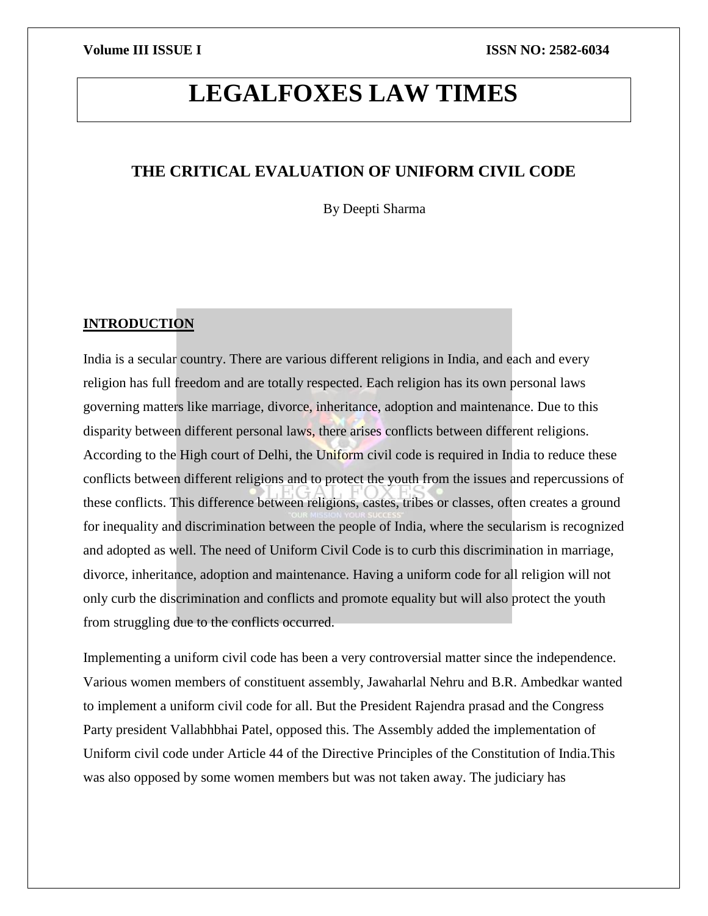# THE CRITICAL EVALUATION OF UNIFORM CIVIL CODE

By Deepti Sharma

## INTRODUCTION

India is a secular country. There are various different religions in India, and each and every religion has full freedom and are totally respected. Each religion has its own personal laws governing matters like marriage, divorce, inheritance, adoption and maintenance. Due to this disparity between different personal laws, there arises conflicts between different religions. According to the High court of Delhi, the Uniform civil code is required in India to reduce these conflicts between different religions and to protect the youth from the issues and repercussions of these conflicts. This difference between religions, castes, tribes or classes, often creates a ground for inequality and discrimination between the people of India, where the secularism is recognized and adopted as well. The need of Uniform Civil Code is to curb this discrimination in marriage, divorce, inheritance, adoption and maintenance. Having a uniform code for all religion will not only curb the discrimination and conflicts and promote equality but will also protect the youth from struggling due to the conflicts occurred.

Implementing a uniform civil code has been a very controversial matter since the independence. Various women members of constituent assembly, Jawaharlal Nehru and B.R. Ambedkar wanted to implement a uniform civil code for all. But the President Rajendra prasad and the Congress Party president Vallabhbhai Patel, opposed this. The Assembly added the implementation of Uniform civil code under Article 44 of the Directive Principles of the Constitution of India.This was also opposed by some women members but was not taken away. The judiciary has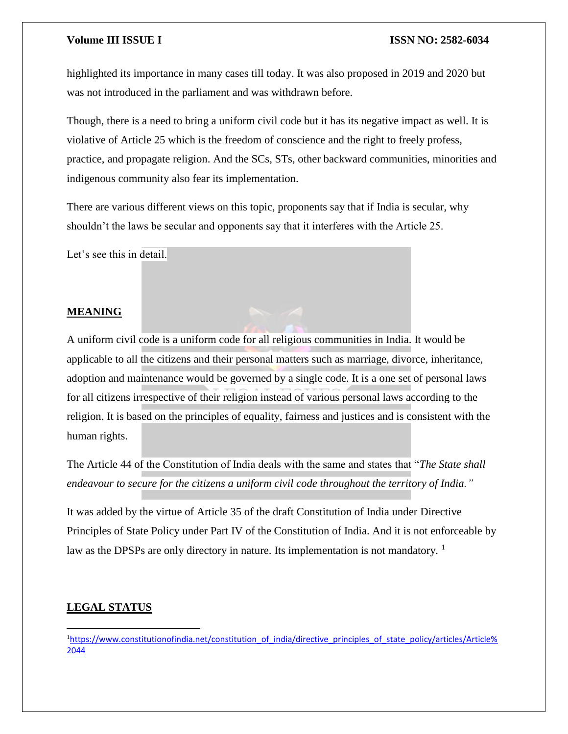highlighted its importance in many cases till today. It was also proposed in 2019 and 2020 but was not introduced in the parliament and was withdrawn before.

Though, there is a need to bring a uniform civil code but it has its negative impact as well. It is violative of Article 25 which is the freedom of conscience and the right to freely profess, practice, and propagate religion. And the SCs, STs, other backward communities, minorities and indigenous community also fear its implementation.

There are various different views on this topic, proponents say that if India is secular, why shouldn't the laws be secular and opponents say that it interferes with the Article 25.

Let's see this in detail.

## MEANING

A uniform civil code is a uniform code for all religious communities in India. It would be applicable to all the citizens and their personal matters such as marriage, divorce, inheritance, adoption and maintenance would be governed by a single code. It is a one set of personal laws for all citizens irrespective of their religion instead of various personal laws according to the religion. It is based on the principles of equality, fairness and justices and is consistent with the human rights.

The Article 44 of the Constitution of India deals with the same and states that "*The State shall endeavour to secure for the citizens a uniform civil code throughout the territory of India.*"

It was added by the virtue of Article 35 of the draft Constitution of India under Directive Principles of State Policy under Part IV of the Constitution of India. And it is not enforceable by law as the DPSPs are only directory in nature. Its implementation is not mandatory. [1]

## LEGAL STATUS

---

[1] https://www.constitutionofindia.net/constitution_of_india/directive_principles_of_state_policy/articles/Article%2044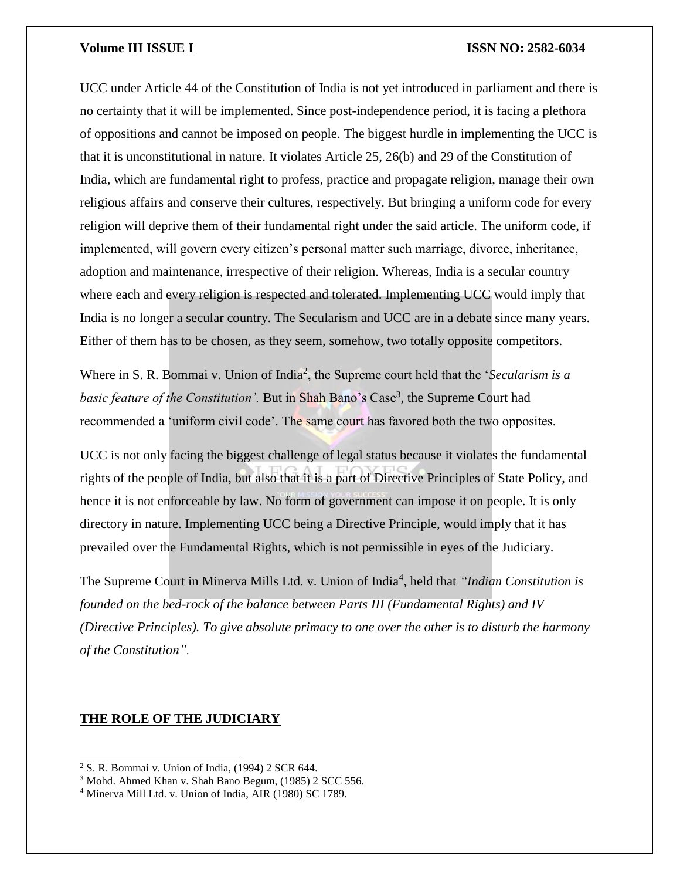UCC under Article 44 of the Constitution of India is not yet introduced in parliament and there is no certainty that it will be implemented. Since post-independence period, it is facing a plethora of oppositions and cannot be imposed on people. The biggest hurdle in implementing the UCC is that it is unconstitutional in nature. It violates Article 25, 26(b) and 29 of the Constitution of India, which are fundamental right to profess, practice and propagate religion, manage their own religious affairs and conserve their cultures, respectively. But bringing a uniform code for every religion will deprive them of their fundamental right under the said article. The uniform code, if implemented, will govern every citizen's personal matter such marriage, divorce, inheritance, adoption and maintenance, irrespective of their religion. Whereas, India is a secular country where each and every religion is respected and tolerated. Implementing UCC would imply that India is no longer a secular country. The Secularism and UCC are in a debate since many years. Either of them has to be chosen, as they seem, somehow, two totally opposite competitors.

Where in S. R. Bommai v. Union of India[2], the Supreme court held that the '*Secularism is a basic feature of the Constitution'.* But in Shah Bano's Case[3], the Supreme Court had recommended a 'uniform civil code'. The same court has favored both the two opposites.

UCC is not only facing the biggest challenge of legal status because it violates the fundamental rights of the people of India, but also that it is a part of Directive Principles of State Policy, and hence it is not enforceable by law. No form of government can impose it on people. It is only directory in nature. Implementing UCC being a Directive Principle, would imply that it has prevailed over the Fundamental Rights, which is not permissible in eyes of the Judiciary.

The Supreme Court in Minerva Mills Ltd. v. Union of India[4], held that *"Indian Constitution is founded on the bed-rock of the balance between Parts III (Fundamental Rights) and IV (Directive Principles). To give absolute primacy to one over the other is to disturb the harmony of the Constitution".*

## THE ROLE OF THE JUDICIARY

---

[2] S. R. Bommai v. Union of India, (1994) 2 SCR 644.

[3] Mohd. Ahmed Khan v. Shah Bano Begum, (1985) 2 SCC 556.

[4] Minerva Mill Ltd. v. Union of India, AIR (1980) SC 1789.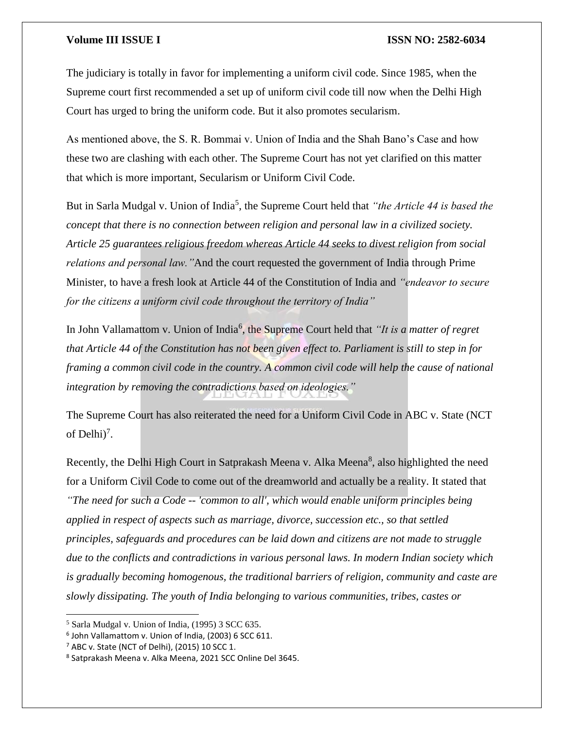The judiciary is totally in favor for implementing a uniform civil code. Since 1985, when the Supreme court first recommended a set up of uniform civil code till now when the Delhi High Court has urged to bring the uniform code. But it also promotes secularism.

As mentioned above, the S. R. Bommai v. Union of India and the Shah Bano's Case and how these two are clashing with each other. The Supreme Court has not yet clarified on this matter that which is more important, Secularism or Uniform Civil Code.

But in Sarla Mudgal v. Union of India[5], the Supreme Court held that *"the Article 44 is based the concept that there is no connection between religion and personal law in a civilized society. Article 25 guarantees religious freedom whereas Article 44 seeks to divest religion from social relations and personal law."* And the court requested the government of India through Prime Minister, to have a fresh look at Article 44 of the Constitution of India and *"endeavor to secure for the citizens a uniform civil code throughout the territory of India"*

In John Vallamattom v. Union of India[6], the Supreme Court held that *"It is a matter of regret that Article 44 of the Constitution has not been given effect to. Parliament is still to step in for framing a common civil code in the country. A common civil code will help the cause of national integration by removing the contradictions based on ideologies."*

The Supreme Court has also reiterated the need for a Uniform Civil Code in ABC v. State (NCT of Delhi)[7].

Recently, the Delhi High Court in Satprakash Meena v. Alka Meena[8], also highlighted the need for a Uniform Civil Code to come out of the dreamworld and actually be a reality. It stated that *"The need for such a Code -- 'common to all', which would enable uniform principles being applied in respect of aspects such as marriage, divorce, succession etc., so that settled principles, safeguards and procedures can be laid down and citizens are not made to struggle due to the conflicts and contradictions in various personal laws. In modern Indian society which is gradually becoming homogenous, the traditional barriers of religion, community and caste are slowly dissipating. The youth of India belonging to various communities, tribes, castes or*

---

[5] Sarla Mudgal v. Union of India, (1995) 3 SCC 635.

[6] John Vallamattom v. Union of India, (2003) 6 SCC 611.

[7] ABC v. State (NCT of Delhi), (2015) 10 SCC 1.

[8] Satprakash Meena v. Alka Meena, 2021 SCC Online Del 3645.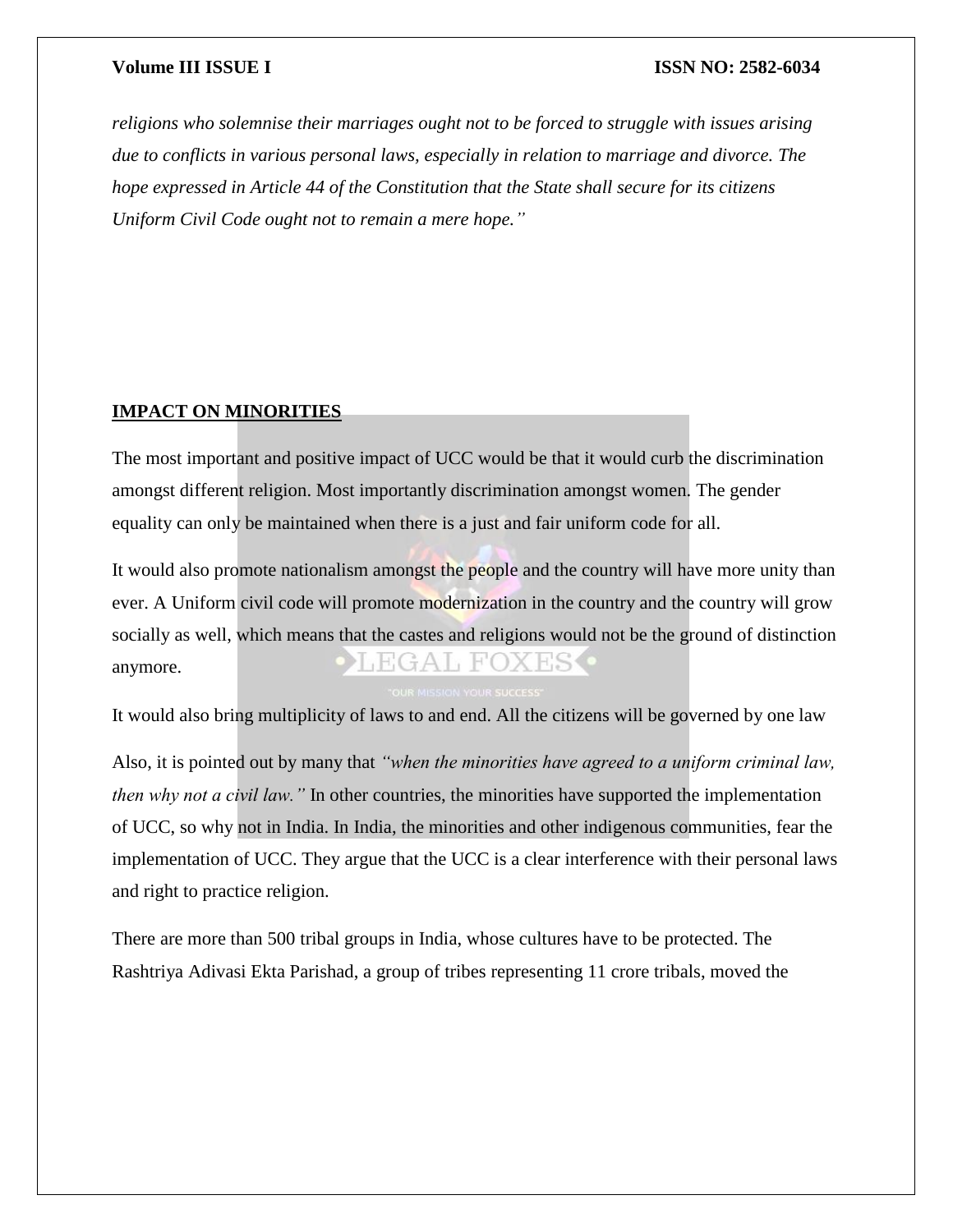*religions who solemnise their marriages ought not to be forced to struggle with issues arising due to conflicts in various personal laws, especially in relation to marriage and divorce. The hope expressed in Article 44 of the Constitution that the State shall secure for its citizens Uniform Civil Code ought not to remain a mere hope."*

## IMPACT ON MINORITIES

The most important and positive impact of UCC would be that it would curb the discrimination amongst different religion. Most importantly discrimination amongst women. The gender equality can only be maintained when there is a just and fair uniform code for all.

It would also promote nationalism amongst the people and the country will have more unity than ever. A Uniform civil code will promote modernization in the country and the country will grow socially as well, which means that the castes and religions would not be the ground of distinction anymore.

It would also bring multiplicity of laws to and end. All the citizens will be governed by one law

Also, it is pointed out by many that *"when the minorities have agreed to a uniform criminal law, then why not a civil law."* In other countries, the minorities have supported the implementation of UCC, so why not in India. In India, the minorities and other indigenous communities, fear the implementation of UCC. They argue that the UCC is a clear interference with their personal laws and right to practice religion.

There are more than 500 tribal groups in India, whose cultures have to be protected. The Rashtriya Adivasi Ekta Parishad, a group of tribes representing 11 crore tribals, moved the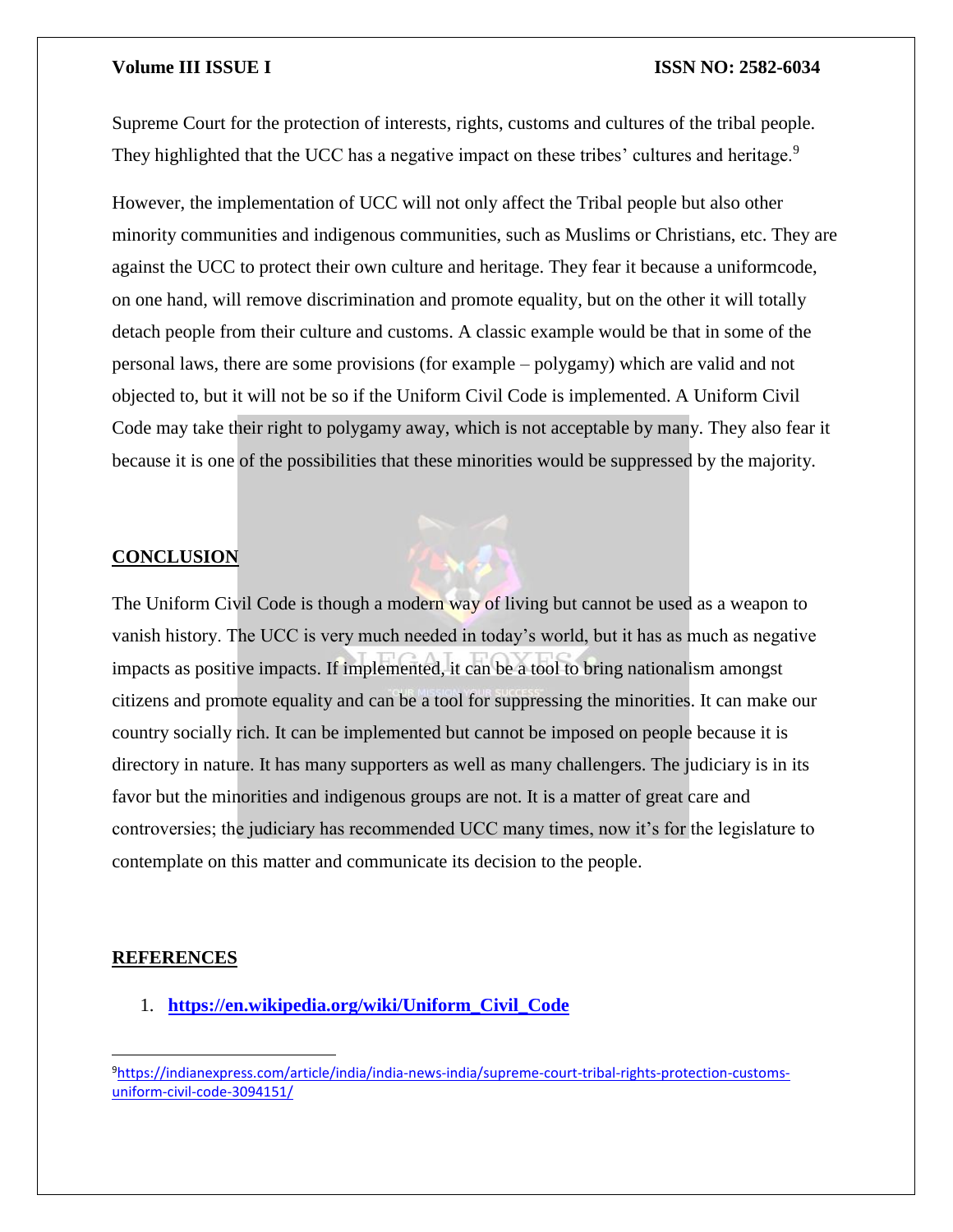Supreme Court for the protection of interests, rights, customs and cultures of the tribal people. They highlighted that the UCC has a negative impact on these tribes' cultures and heritage.[9]

However, the implementation of UCC will not only affect the Tribal people but also other minority communities and indigenous communities, such as Muslims or Christians, etc. They are against the UCC to protect their own culture and heritage. They fear it because a uniformcode, on one hand, will remove discrimination and promote equality, but on the other it will totally detach people from their culture and customs. A classic example would be that in some of the personal laws, there are some provisions (for example – polygamy) which are valid and not objected to, but it will not be so if the Uniform Civil Code is implemented. A Uniform Civil Code may take their right to polygamy away, which is not acceptable by many. They also fear it because it is one of the possibilities that these minorities would be suppressed by the majority.

## CONCLUSION

The Uniform Civil Code is though a modern way of living but cannot be used as a weapon to vanish history. The UCC is very much needed in today's world, but it has as much as negative impacts as positive impacts. If implemented, it can be a tool to bring nationalism amongst citizens and promote equality and can be a tool for suppressing the minorities. It can make our country socially rich. It can be implemented but cannot be imposed on people because it is directory in nature. It has many supporters as well as many challengers. The judiciary is in its favor but the minorities and indigenous groups are not. It is a matter of great care and controversies; the judiciary has recommended UCC many times, now it's for the legislature to contemplate on this matter and communicate its decision to the people.

## REFERENCES

1. **https://en.wikipedia.org/wiki/Uniform_Civil_Code**

---

[9] https://indianexpress.com/article/india/india-news-india/supreme-court-tribal-rights-protection-customs-uniform-civil-code-3094151/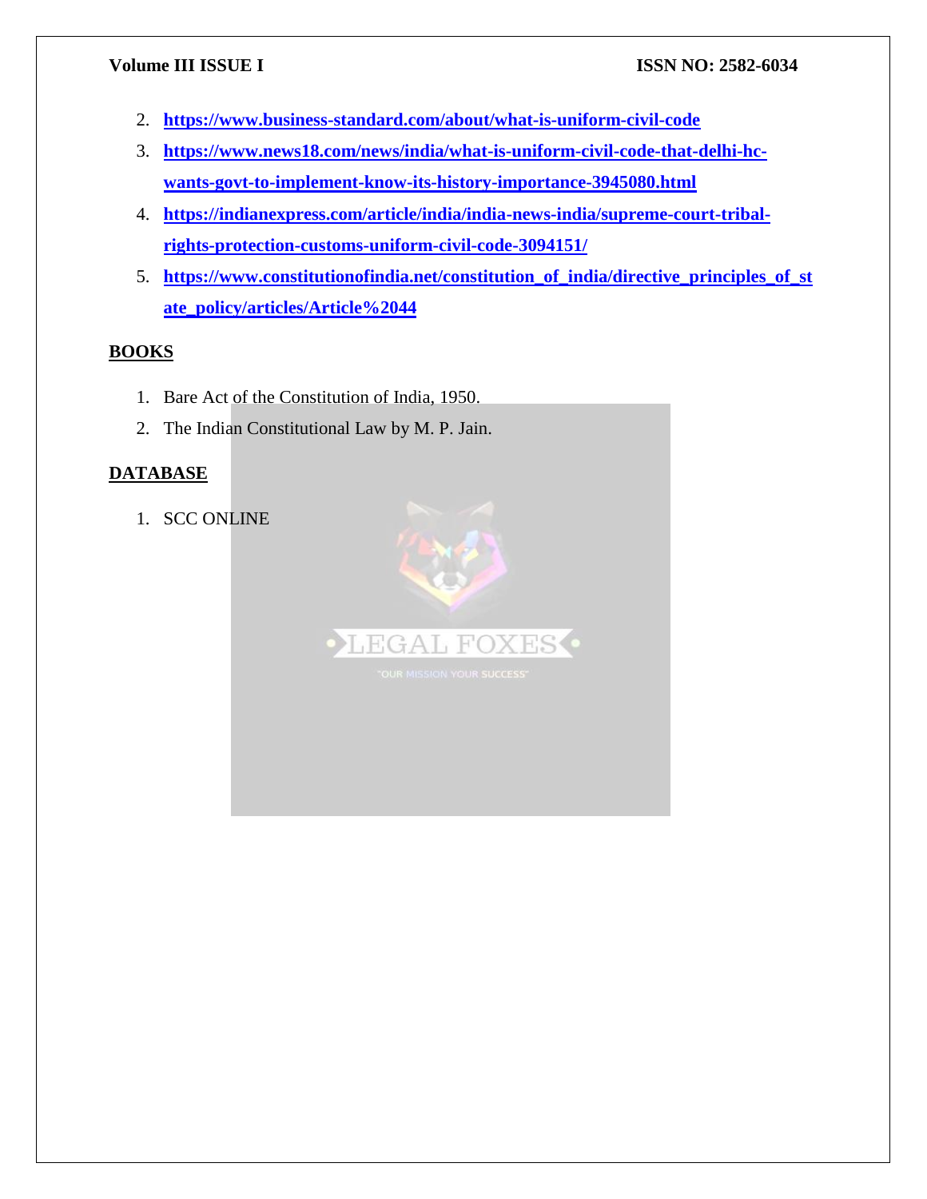2. **https://www.business-standard.com/about/what-is-uniform-civil-code**
3. **https://www.news18.com/news/india/what-is-uniform-civil-code-that-delhi-hc-wants-govt-to-implement-know-its-history-importance-3945080.html**
4. **https://indianexpress.com/article/india/india-news-india/supreme-court-tribal-rights-protection-customs-uniform-civil-code-3094151/**
5. **https://www.constitutionofindia.net/constitution_of_india/directive_principles_of_state_policy/articles/Article%2044**

## BOOKS

1. Bare Act of the Constitution of India, 1950.
2. The Indian Constitutional Law by M. P. Jain.

## DATABASE

1. SCC ONLINE